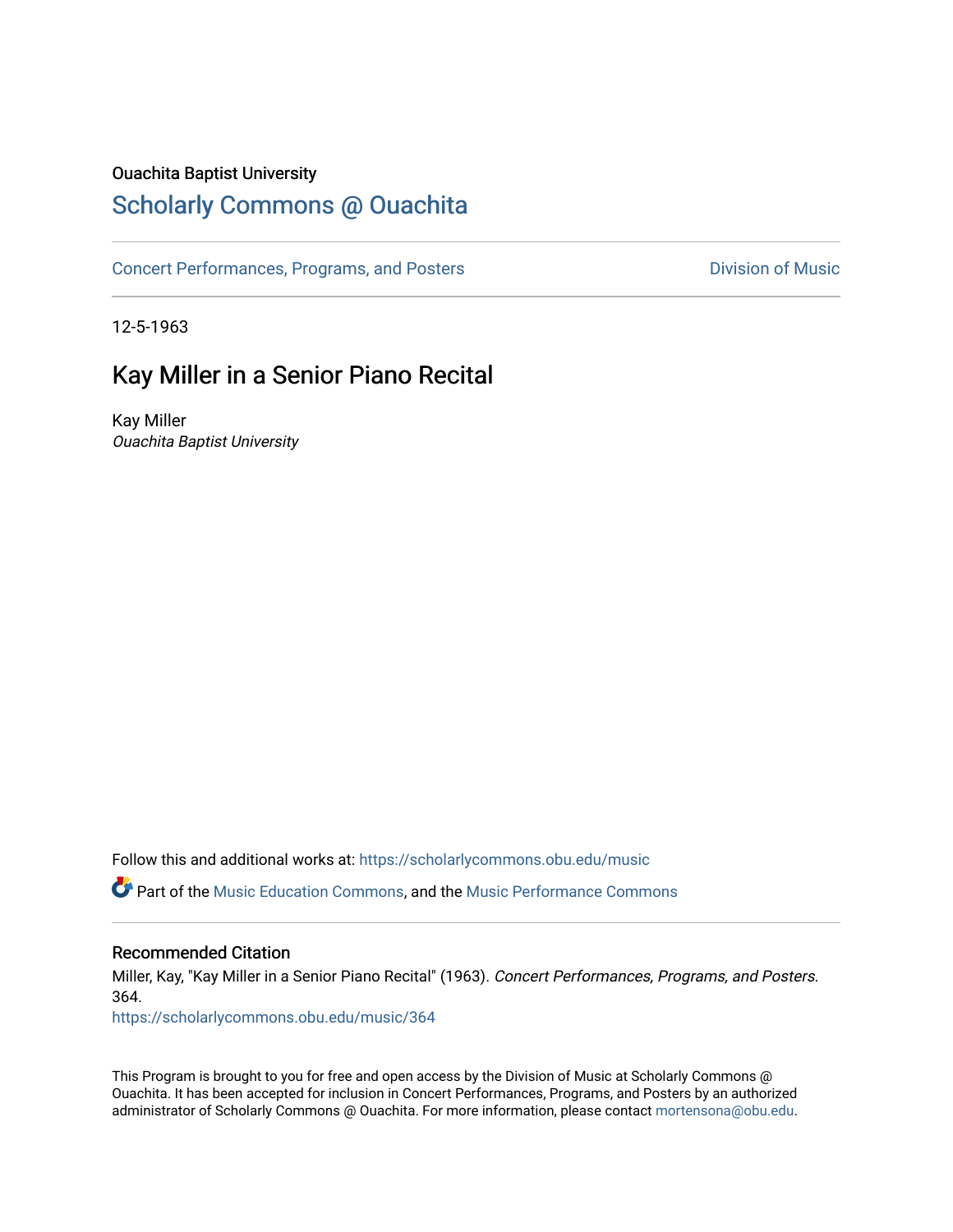Ouachita Baptist University

## Scholarly Commons @ Ouachita

Concert Performances, Programs, and Posters

Division of Music

12-5-1963

# Kay Miller in a Senior Piano Recital

Kay Miller

*Ouachita Baptist University*

Follow this and additional works at: https://scholarlycommons.obu.edu/music

Part of the Music Education Commons, and the Music Performance Commons

### Recommended Citation

Miller, Kay, "Kay Miller in a Senior Piano Recital" (1963). *Concert Performances, Programs, and Posters*. 364.

https://scholarlycommons.obu.edu/music/364

This Program is brought to you for free and open access by the Division of Music at Scholarly Commons @ Ouachita. It has been accepted for inclusion in Concert Performances, Programs, and Posters by an authorized administrator of Scholarly Commons @ Ouachita. For more information, please contact mortensona@obu.edu.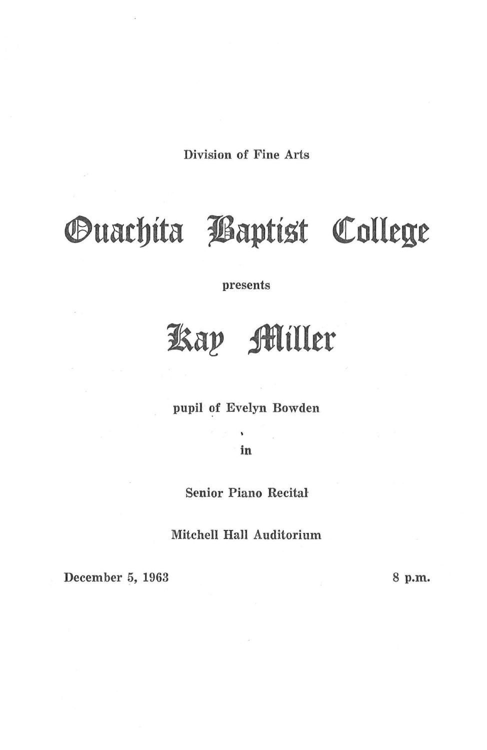Division of Fine Arts

# Ouachita Baptist College

presents

## Kay Miller

pupil of Evelyn Bowden

in

Senior Piano Recital

Mitchell Hall Auditorium

December 5, 1963 8 p.m.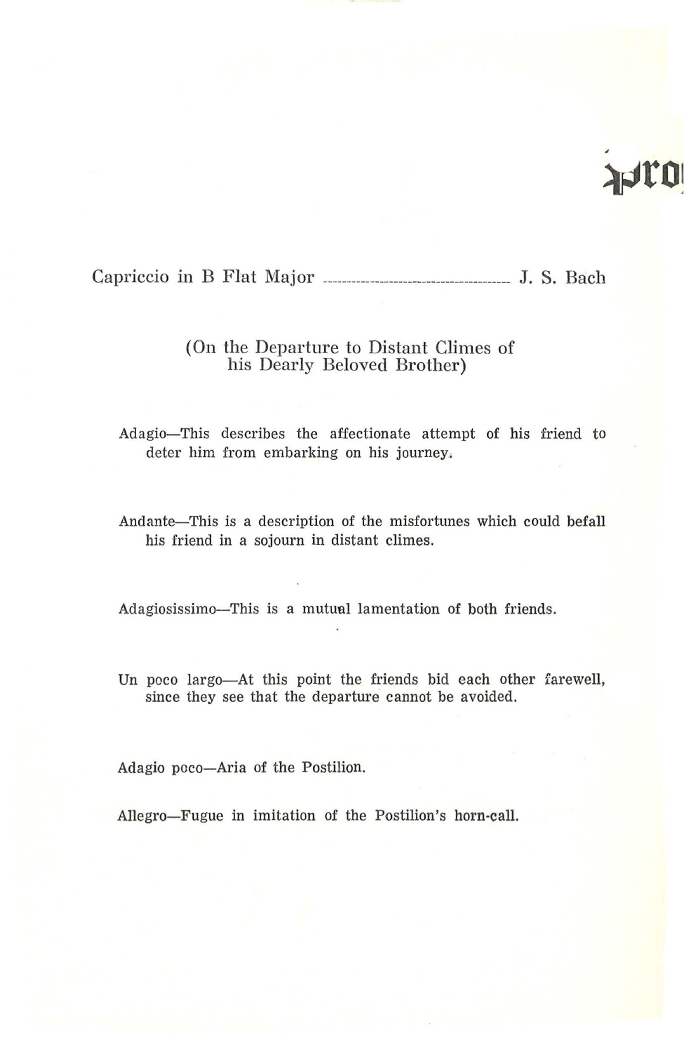Capriccio in B Flat Major ........................................ J. S. Bach

(On the Departure to Distant Climes of his Dearly Beloved Brother)

Adagio—This describes the affectionate attempt of his friend to deter him from embarking on his journey.

Andante—This is a description of the misfortunes which could befall his friend in a sojourn in distant climes.

Adagiosissimo—This is a mutual lamentation of both friends.

Un poco largo—At this point the friends bid each other farewell, since they see that the departure cannot be avoided.

Adagio poco—Aria of the Postilion.

Allegro—Fugue in imitation of the Postilion's horn-call.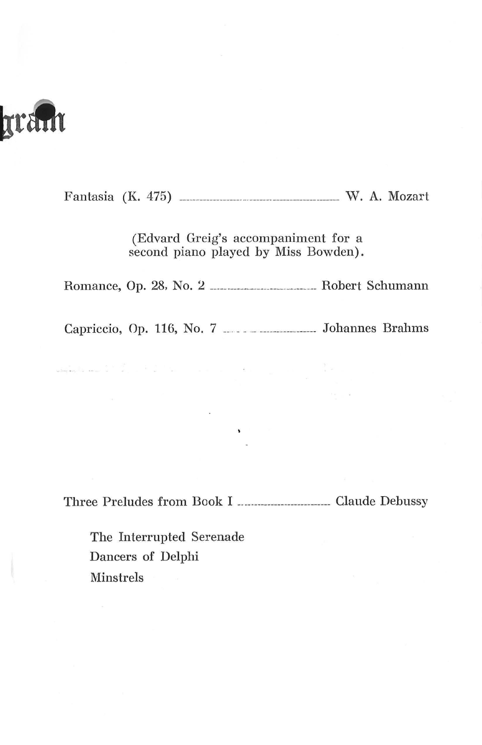gram

Fantasia (K. 475) ............................................ W. A. Mozart

(Edvard Greig's accompaniment for a second piano played by Miss Bowden).

Romance, Op. 28, No. 2 ............................ Robert Schumann

Capriccio, Op. 116, No. 7 ........................ Johannes Brahms

Three Preludes from Book I ...................... Claude Debussy

The Interrupted Serenade
Dancers of Delphi
Minstrels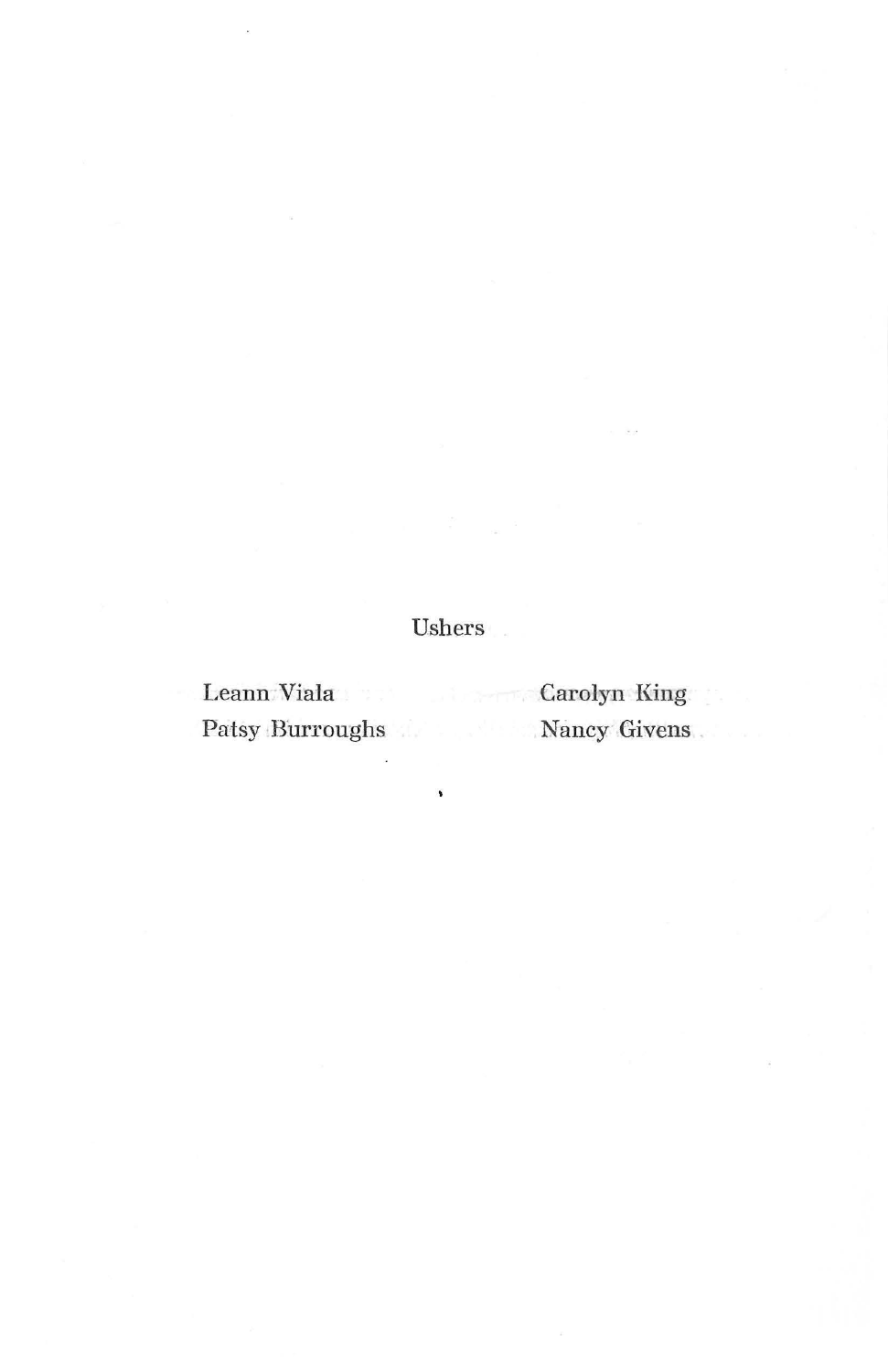## Ushers

Leann Viala
Patsy Burroughs
Carolyn King
Nancy Givens